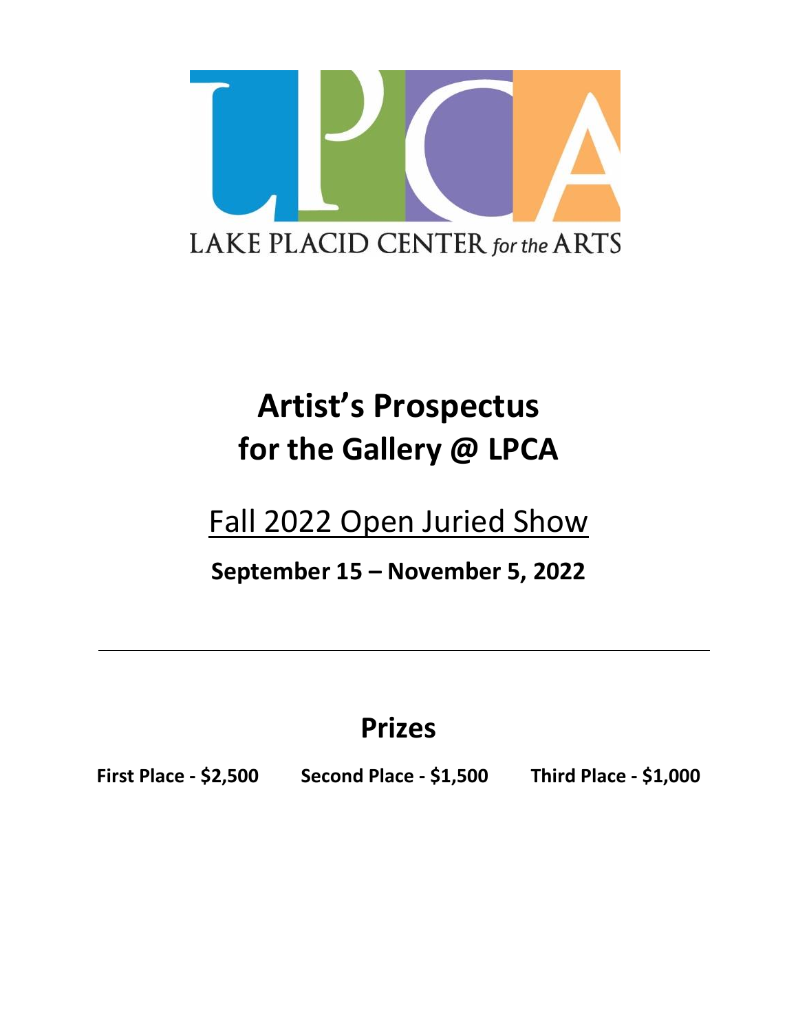LAKE PLACID CENTER for the ARTS

# Artist's Prospectus
# for the Gallery @ LPCA

## Fall 2022 Open Juried Show

**September 15 – November 5, 2022**

---

## Prizes

**First Place - $2,500** **Second Place - $1,500** **Third Place - $1,000**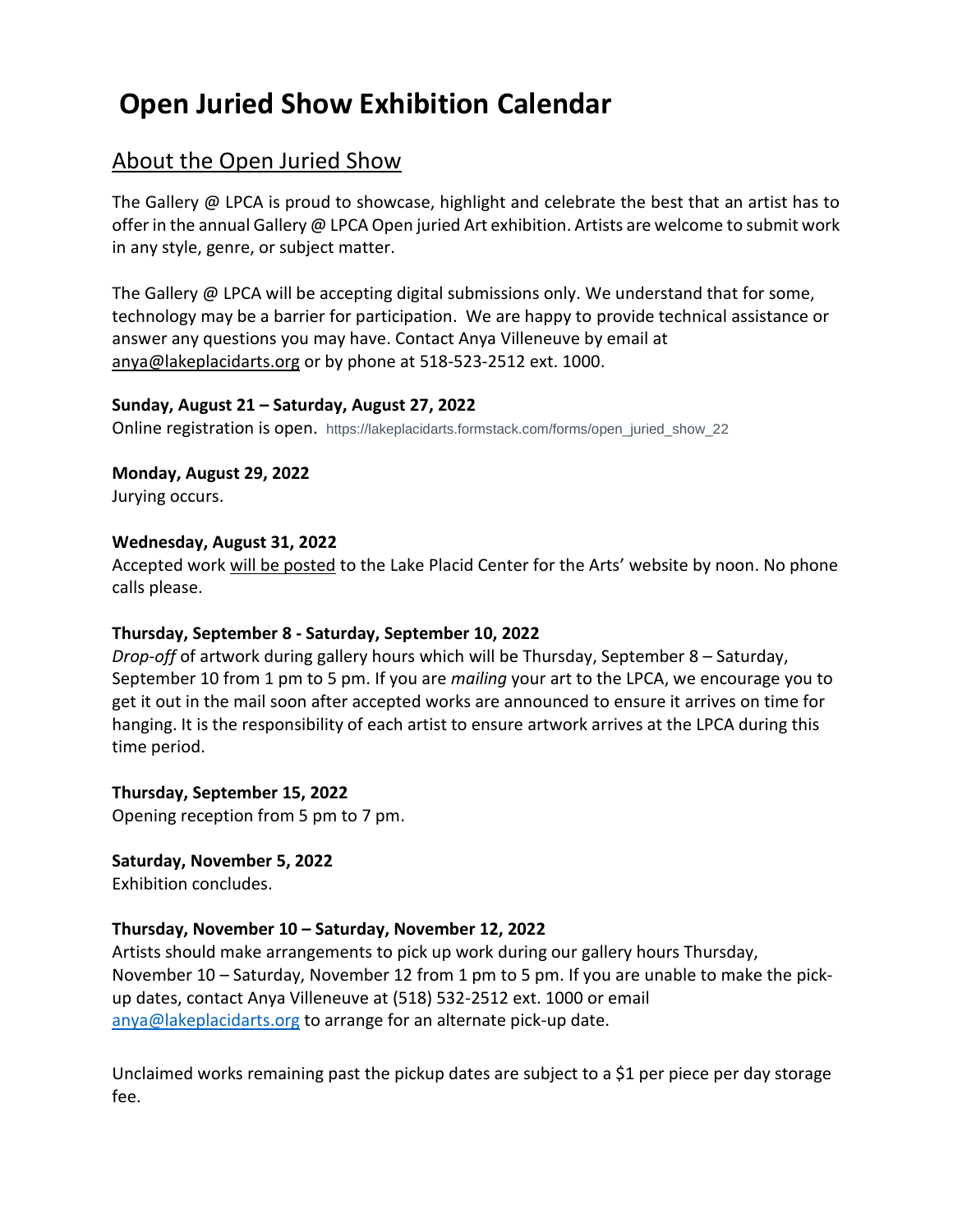# Open Juried Show Exhibition Calendar

## About the Open Juried Show

The Gallery @ LPCA is proud to showcase, highlight and celebrate the best that an artist has to offer in the annual Gallery @ LPCA Open juried Art exhibition. Artists are welcome to submit work in any style, genre, or subject matter.

The Gallery @ LPCA will be accepting digital submissions only. We understand that for some, technology may be a barrier for participation. We are happy to provide technical assistance or answer any questions you may have. Contact Anya Villeneuve by email at anya@lakeplacidarts.org or by phone at 518-523-2512 ext. 1000.

**Sunday, August 21 – Saturday, August 27, 2022**
Online registration is open. https://lakeplacidarts.formstack.com/forms/open_juried_show_22

**Monday, August 29, 2022**
Jurying occurs.

**Wednesday, August 31, 2022**
Accepted work will be posted to the Lake Placid Center for the Arts' website by noon. No phone calls please.

**Thursday, September 8 - Saturday, September 10, 2022**
*Drop-off* of artwork during gallery hours which will be Thursday, September 8 – Saturday, September 10 from 1 pm to 5 pm. If you are *mailing* your art to the LPCA, we encourage you to get it out in the mail soon after accepted works are announced to ensure it arrives on time for hanging. It is the responsibility of each artist to ensure artwork arrives at the LPCA during this time period.

**Thursday, September 15, 2022**
Opening reception from 5 pm to 7 pm.

**Saturday, November 5, 2022**
Exhibition concludes.

**Thursday, November 10 – Saturday, November 12, 2022**
Artists should make arrangements to pick up work during our gallery hours Thursday, November 10 – Saturday, November 12 from 1 pm to 5 pm. If you are unable to make the pick-up dates, contact Anya Villeneuve at (518) 532-2512 ext. 1000 or email anya@lakeplacidarts.org to arrange for an alternate pick-up date.

Unclaimed works remaining past the pickup dates are subject to a $1 per piece per day storage fee.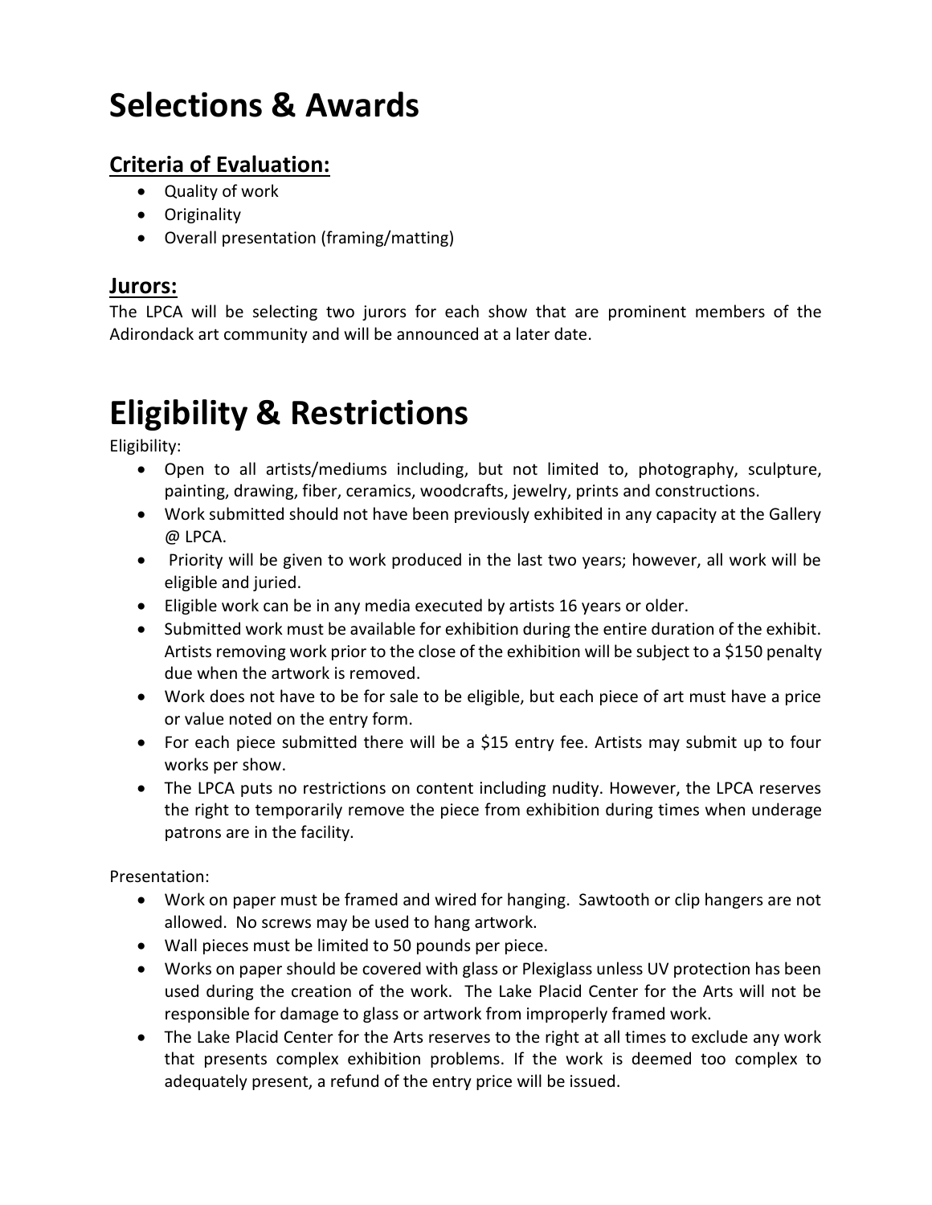# Selections & Awards

## Criteria of Evaluation:

- Quality of work
- Originality
- Overall presentation (framing/matting)

## Jurors:

The LPCA will be selecting two jurors for each show that are prominent members of the Adirondack art community and will be announced at a later date.

# Eligibility & Restrictions

Eligibility:

- Open to all artists/mediums including, but not limited to, photography, sculpture, painting, drawing, fiber, ceramics, woodcrafts, jewelry, prints and constructions.
- Work submitted should not have been previously exhibited in any capacity at the Gallery @ LPCA.
- Priority will be given to work produced in the last two years; however, all work will be eligible and juried.
- Eligible work can be in any media executed by artists 16 years or older.
- Submitted work must be available for exhibition during the entire duration of the exhibit. Artists removing work prior to the close of the exhibition will be subject to a $150 penalty due when the artwork is removed.
- Work does not have to be for sale to be eligible, but each piece of art must have a price or value noted on the entry form.
- For each piece submitted there will be a $15 entry fee. Artists may submit up to four works per show.
- The LPCA puts no restrictions on content including nudity. However, the LPCA reserves the right to temporarily remove the piece from exhibition during times when underage patrons are in the facility.

Presentation:

- Work on paper must be framed and wired for hanging. Sawtooth or clip hangers are not allowed. No screws may be used to hang artwork.
- Wall pieces must be limited to 50 pounds per piece.
- Works on paper should be covered with glass or Plexiglass unless UV protection has been used during the creation of the work. The Lake Placid Center for the Arts will not be responsible for damage to glass or artwork from improperly framed work.
- The Lake Placid Center for the Arts reserves to the right at all times to exclude any work that presents complex exhibition problems. If the work is deemed too complex to adequately present, a refund of the entry price will be issued.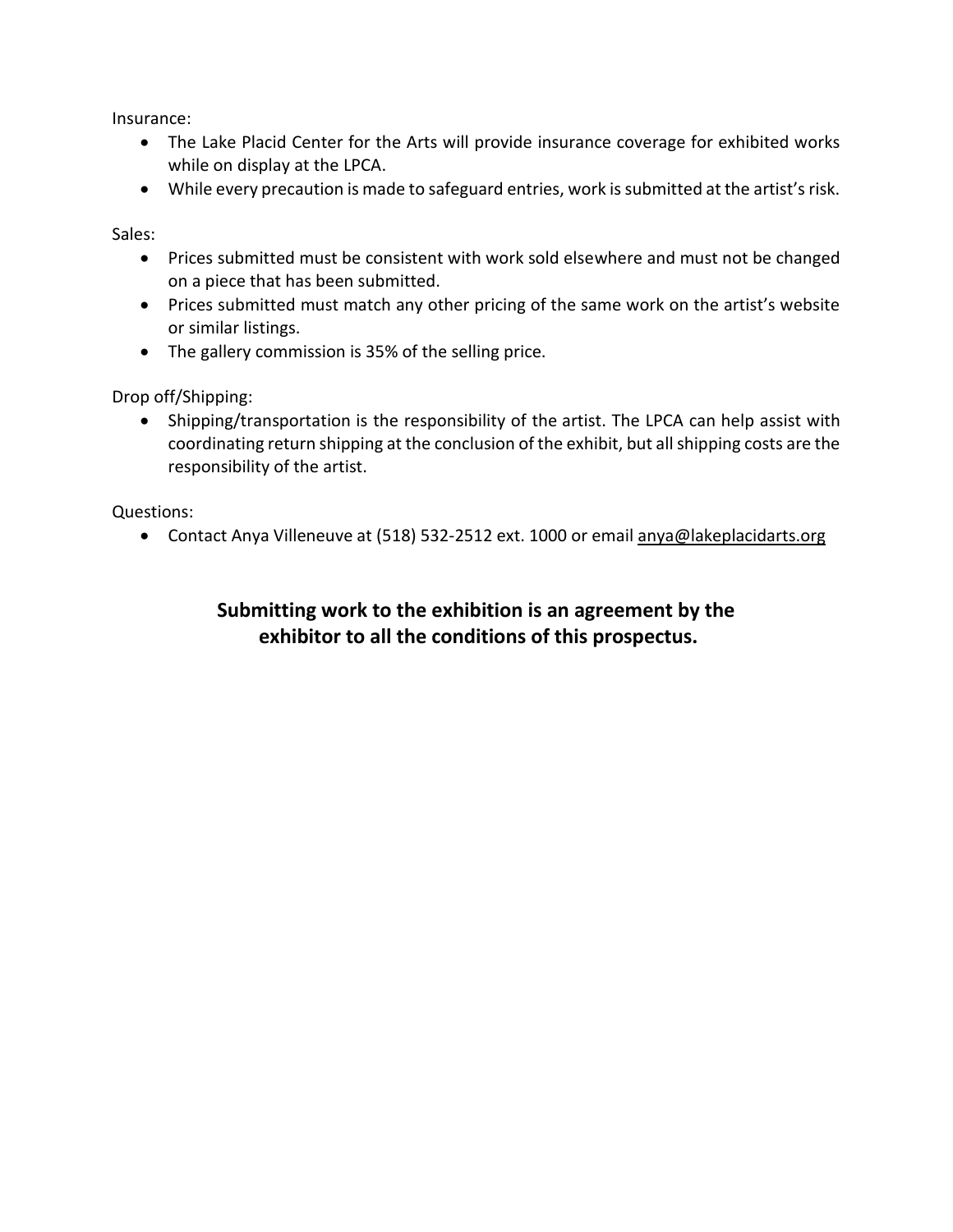Insurance:

- The Lake Placid Center for the Arts will provide insurance coverage for exhibited works while on display at the LPCA.
- While every precaution is made to safeguard entries, work is submitted at the artist's risk.

Sales:

- Prices submitted must be consistent with work sold elsewhere and must not be changed on a piece that has been submitted.
- Prices submitted must match any other pricing of the same work on the artist's website or similar listings.
- The gallery commission is 35% of the selling price.

Drop off/Shipping:

- Shipping/transportation is the responsibility of the artist. The LPCA can help assist with coordinating return shipping at the conclusion of the exhibit, but all shipping costs are the responsibility of the artist.

Questions:

- Contact Anya Villeneuve at (518) 532-2512 ext. 1000 or email anya@lakeplacidarts.org

**Submitting work to the exhibition is an agreement by the exhibitor to all the conditions of this prospectus.**